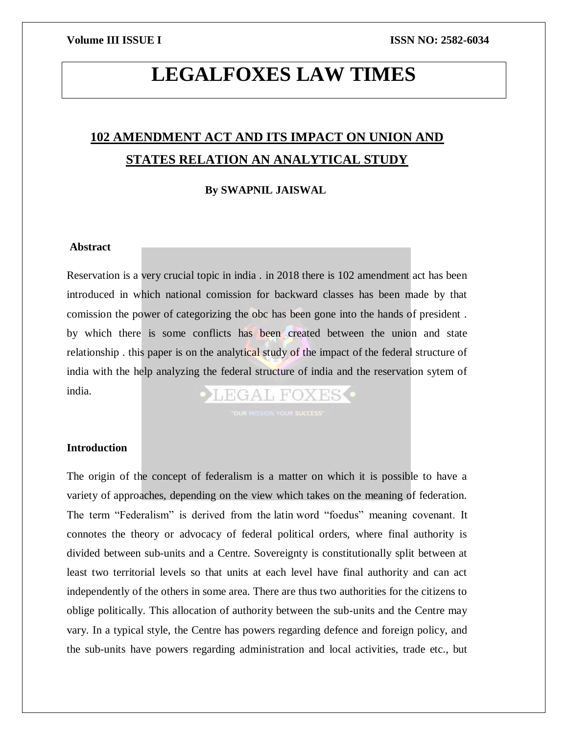# LEGALFOXES LAW TIMES

## 102 AMENDMENT ACT AND ITS IMPACT ON UNION AND STATES RELATION AN ANALYTICAL STUDY

**By SWAPNIL JAISWAL**

### Abstract

Reservation is a very crucial topic in india . in 2018 there is 102 amendment act has been introduced in which national comission for backward classes has been made by that comission the power of categorizing the obc has been gone into the hands of president . by which there is some conflicts has been created between the union and state relationship . this paper is on the analytical study of the impact of the federal structure of india with the help analyzing the federal structure of india and the reservation sytem of india.

### Introduction

The origin of the concept of federalism is a matter on which it is possible to have a variety of approaches, depending on the view which takes on the meaning of federation. The term "Federalism" is derived from the latin word "foedus" meaning covenant. It connotes the theory or advocacy of federal political orders, where final authority is divided between sub-units and a Centre. Sovereignty is constitutionally split between at least two territorial levels so that units at each level have final authority and can act independently of the others in some area. There are thus two authorities for the citizens to oblige politically. This allocation of authority between the sub-units and the Centre may vary. In a typical style, the Centre has powers regarding defence and foreign policy, and the sub-units have powers regarding administration and local activities, trade etc., but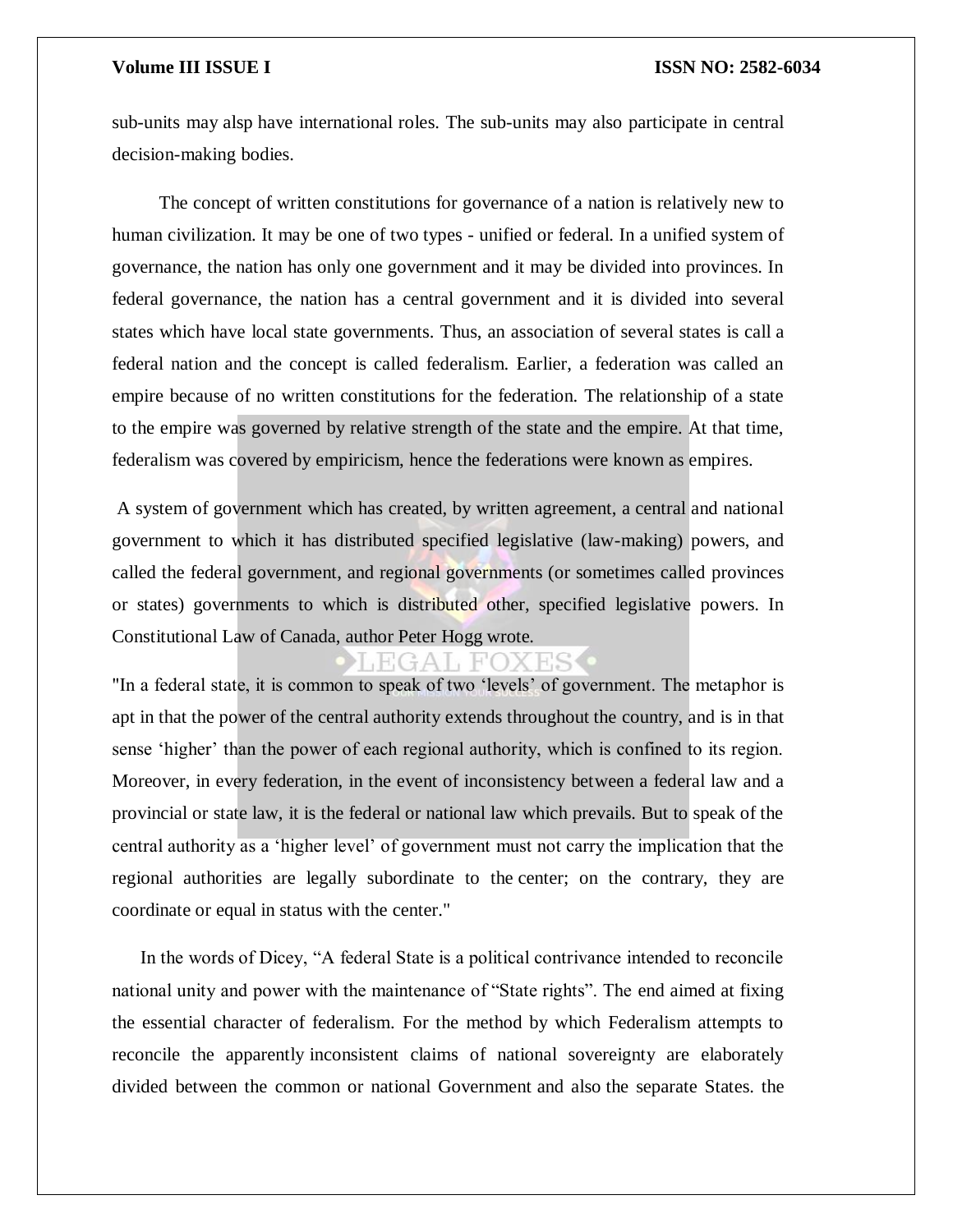sub-units may alsp have international roles. The sub-units may also participate in central decision-making bodies.

The concept of written constitutions for governance of a nation is relatively new to human civilization. It may be one of two types - unified or federal. In a unified system of governance, the nation has only one government and it may be divided into provinces. In federal governance, the nation has a central government and it is divided into several states which have local state governments. Thus, an association of several states is call a federal nation and the concept is called federalism. Earlier, a federation was called an empire because of no written constitutions for the federation. The relationship of a state to the empire was governed by relative strength of the state and the empire. At that time, federalism was covered by empiricism, hence the federations were known as empires.

A system of government which has created, by written agreement, a central and national government to which it has distributed specified legislative (law-making) powers, and called the federal government, and regional governments (or sometimes called provinces or states) governments to which is distributed other, specified legislative powers. In Constitutional Law of Canada, author Peter Hogg wrote.

"In a federal state, it is common to speak of two 'levels' of government. The metaphor is apt in that the power of the central authority extends throughout the country, and is in that sense 'higher' than the power of each regional authority, which is confined to its region. Moreover, in every federation, in the event of inconsistency between a federal law and a provincial or state law, it is the federal or national law which prevails. But to speak of the central authority as a 'higher level' of government must not carry the implication that the regional authorities are legally subordinate to the center; on the contrary, they are coordinate or equal in status with the center."

In the words of Dicey, "A federal State is a political contrivance intended to reconcile national unity and power with the maintenance of "State rights". The end aimed at fixing the essential character of federalism. For the method by which Federalism attempts to reconcile the apparently inconsistent claims of national sovereignty are elaborately divided between the common or national Government and also the separate States. the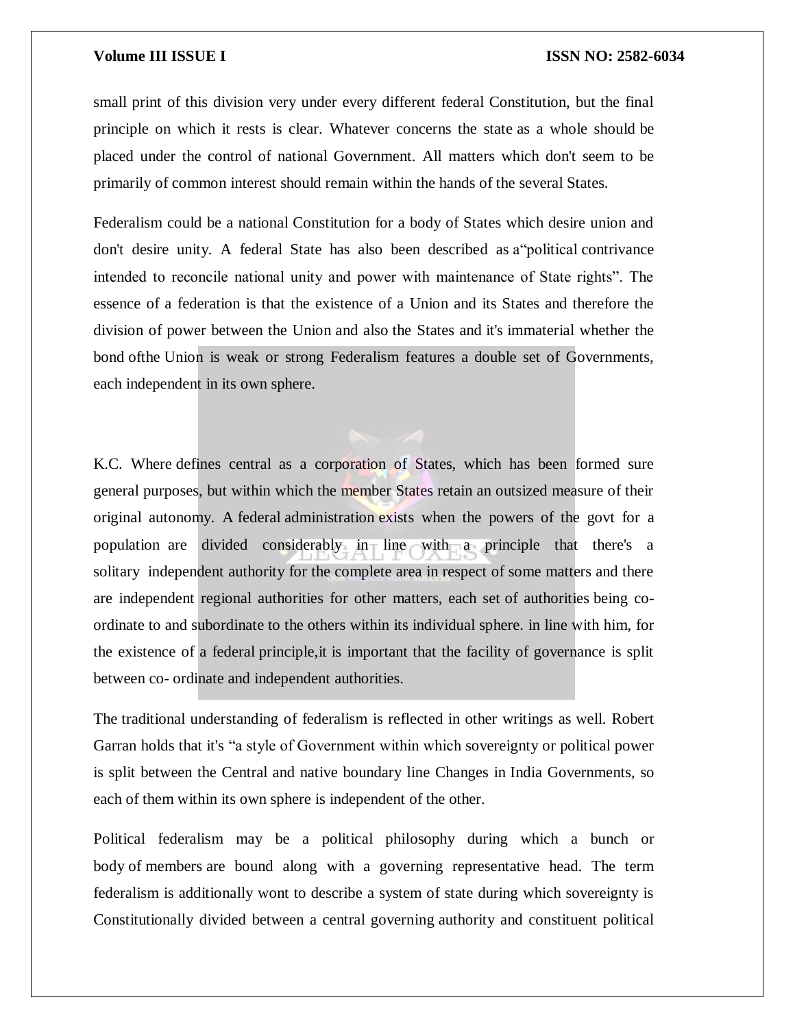small print of this division very under every different federal Constitution, but the final principle on which it rests is clear. Whatever concerns the state as a whole should be placed under the control of national Government. All matters which don't seem to be primarily of common interest should remain within the hands of the several States.

Federalism could be a national Constitution for a body of States which desire union and don't desire unity. A federal State has also been described as a"political contrivance intended to reconcile national unity and power with maintenance of State rights". The essence of a federation is that the existence of a Union and its States and therefore the division of power between the Union and also the States and it's immaterial whether the bond ofthe Union is weak or strong Federalism features a double set of Governments, each independent in its own sphere.

K.C. Where defines central as a corporation of States, which has been formed sure general purposes, but within which the member States retain an outsized measure of their original autonomy. A federal administration exists when the powers of the govt for a population are divided considerably in line with a principle that there's a solitary independent authority for the complete area in respect of some matters and there are independent regional authorities for other matters, each set of authorities being co-ordinate to and subordinate to the others within its individual sphere. in line with him, for the existence of a federal principle,it is important that the facility of governance is split between co- ordinate and independent authorities.

The traditional understanding of federalism is reflected in other writings as well. Robert Garran holds that it's "a style of Government within which sovereignty or political power is split between the Central and native boundary line Changes in India Governments, so each of them within its own sphere is independent of the other.

Political federalism may be a political philosophy during which a bunch or body of members are bound along with a governing representative head. The term federalism is additionally wont to describe a system of state during which sovereignty is Constitutionally divided between a central governing authority and constituent political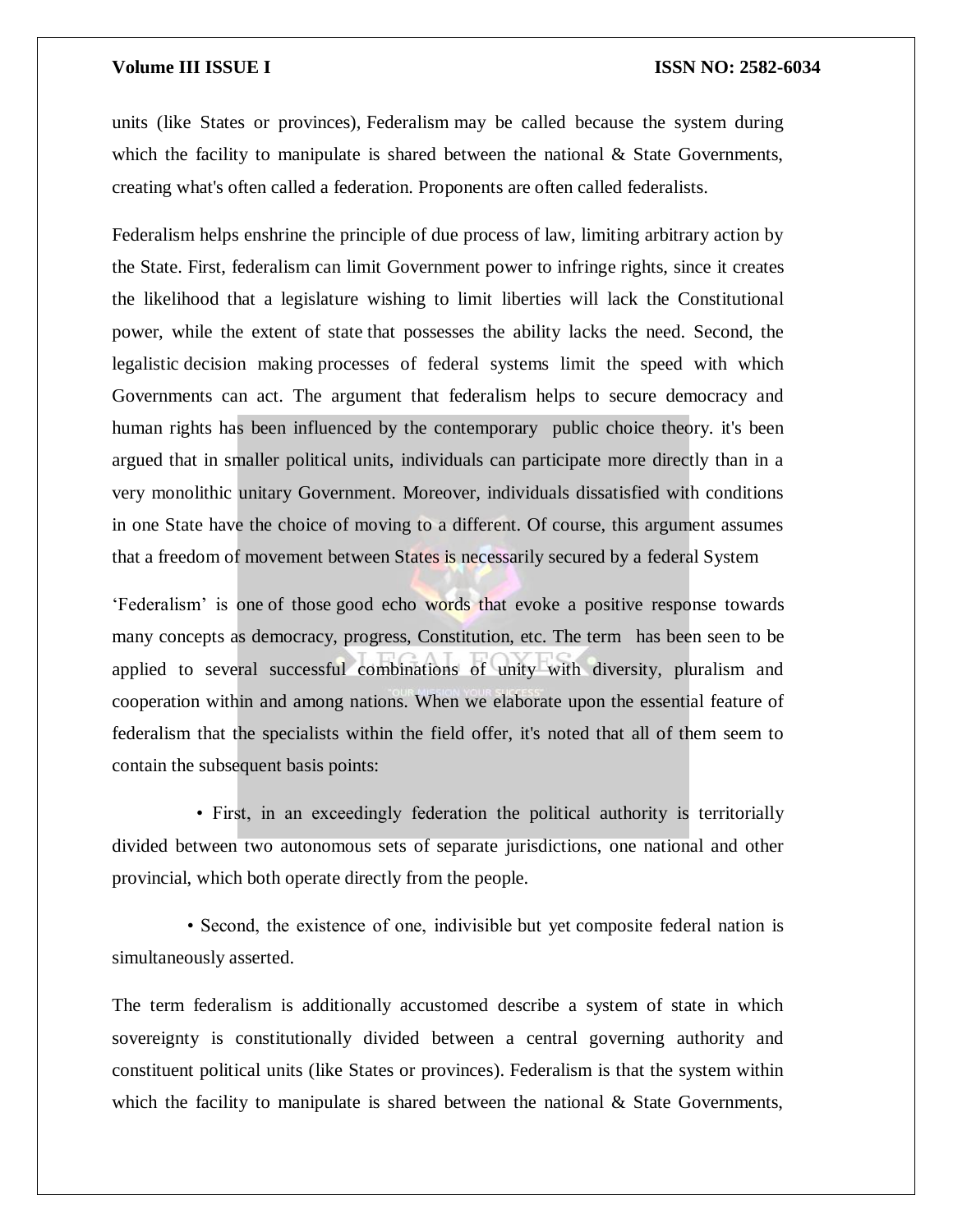units (like States or provinces), Federalism may be called because the system during which the facility to manipulate is shared between the national & State Governments, creating what's often called a federation. Proponents are often called federalists.

Federalism helps enshrine the principle of due process of law, limiting arbitrary action by the State. First, federalism can limit Government power to infringe rights, since it creates the likelihood that a legislature wishing to limit liberties will lack the Constitutional power, while the extent of state that possesses the ability lacks the need. Second, the legalistic decision making processes of federal systems limit the speed with which Governments can act. The argument that federalism helps to secure democracy and human rights has been influenced by the contemporary public choice theory. it's been argued that in smaller political units, individuals can participate more directly than in a very monolithic unitary Government. Moreover, individuals dissatisfied with conditions in one State have the choice of moving to a different. Of course, this argument assumes that a freedom of movement between States is necessarily secured by a federal System

'Federalism' is one of those good echo words that evoke a positive response towards many concepts as democracy, progress, Constitution, etc. The term has been seen to be applied to several successful combinations of unity with diversity, pluralism and cooperation within and among nations. When we elaborate upon the essential feature of federalism that the specialists within the field offer, it's noted that all of them seem to contain the subsequent basis points:

- First, in an exceedingly federation the political authority is territorially divided between two autonomous sets of separate jurisdictions, one national and other provincial, which both operate directly from the people.

- Second, the existence of one, indivisible but yet composite federal nation is simultaneously asserted.

The term federalism is additionally accustomed describe a system of state in which sovereignty is constitutionally divided between a central governing authority and constituent political units (like States or provinces). Federalism is that the system within which the facility to manipulate is shared between the national & State Governments,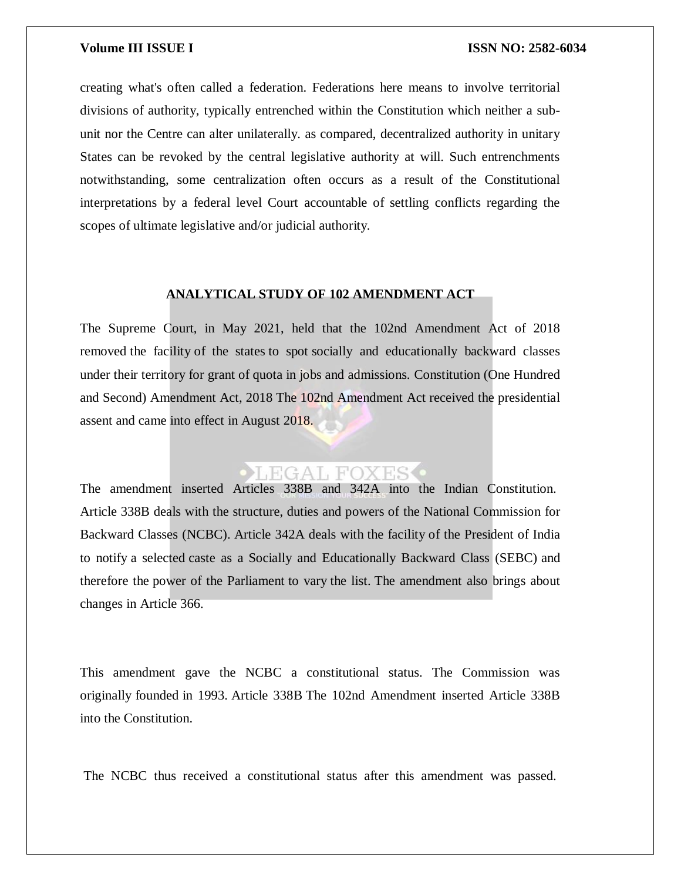creating what's often called a federation. Federations here means to involve territorial divisions of authority, typically entrenched within the Constitution which neither a sub-unit nor the Centre can alter unilaterally. as compared, decentralized authority in unitary States can be revoked by the central legislative authority at will. Such entrenchments notwithstanding, some centralization often occurs as a result of the Constitutional interpretations by a federal level Court accountable of settling conflicts regarding the scopes of ultimate legislative and/or judicial authority.

## ANALYTICAL STUDY OF 102 AMENDMENT ACT

The Supreme Court, in May 2021, held that the 102nd Amendment Act of 2018 removed the facility of the states to spot socially and educationally backward classes under their territory for grant of quota in jobs and admissions. Constitution (One Hundred and Second) Amendment Act, 2018 The 102nd Amendment Act received the presidential assent and came into effect in August 2018.

The amendment inserted Articles 338B and 342A into the Indian Constitution. Article 338B deals with the structure, duties and powers of the National Commission for Backward Classes (NCBC). Article 342A deals with the facility of the President of India to notify a selected caste as a Socially and Educationally Backward Class (SEBC) and therefore the power of the Parliament to vary the list. The amendment also brings about changes in Article 366.

This amendment gave the NCBC a constitutional status. The Commission was originally founded in 1993. Article 338B The 102nd Amendment inserted Article 338B into the Constitution.

The NCBC thus received a constitutional status after this amendment was passed.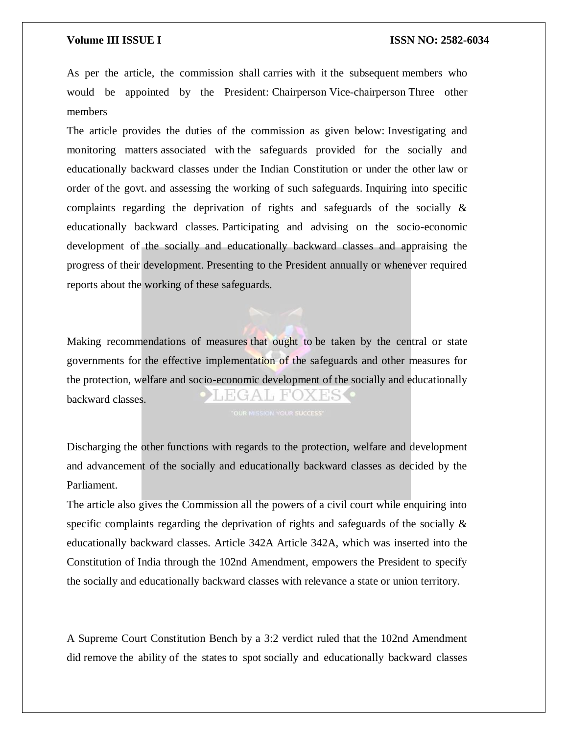As per the article, the commission shall carries with it the subsequent members who would be appointed by the President: Chairperson Vice-chairperson Three other members

The article provides the duties of the commission as given below: Investigating and monitoring matters associated with the safeguards provided for the socially and educationally backward classes under the Indian Constitution or under the other law or order of the govt. and assessing the working of such safeguards. Inquiring into specific complaints regarding the deprivation of rights and safeguards of the socially & educationally backward classes. Participating and advising on the socio-economic development of the socially and educationally backward classes and appraising the progress of their development. Presenting to the President annually or whenever required reports about the working of these safeguards.

Making recommendations of measures that ought to be taken by the central or state governments for the effective implementation of the safeguards and other measures for the protection, welfare and socio-economic development of the socially and educationally backward classes.

Discharging the other functions with regards to the protection, welfare and development and advancement of the socially and educationally backward classes as decided by the Parliament.

The article also gives the Commission all the powers of a civil court while enquiring into specific complaints regarding the deprivation of rights and safeguards of the socially & educationally backward classes. Article 342A Article 342A, which was inserted into the Constitution of India through the 102nd Amendment, empowers the President to specify the socially and educationally backward classes with relevance a state or union territory.

A Supreme Court Constitution Bench by a 3:2 verdict ruled that the 102nd Amendment did remove the ability of the states to spot socially and educationally backward classes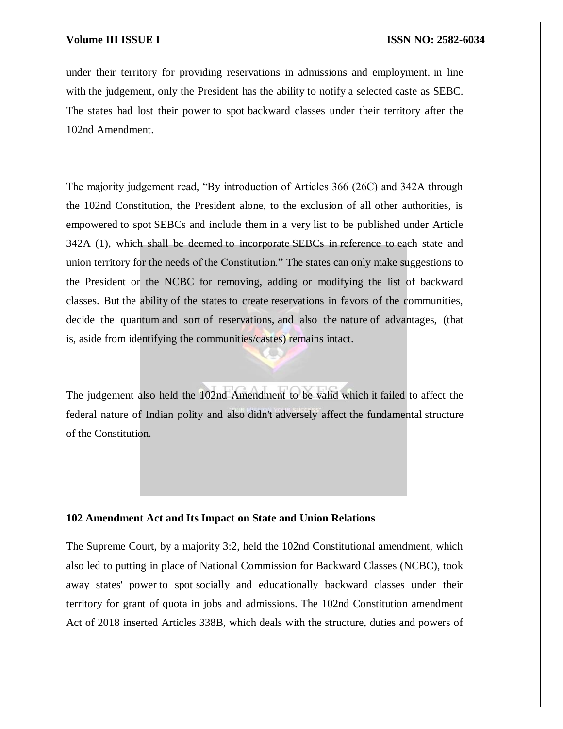under their territory for providing reservations in admissions and employment. in line with the judgement, only the President has the ability to notify a selected caste as SEBC. The states had lost their power to spot backward classes under their territory after the 102nd Amendment.

The majority judgement read, "By introduction of Articles 366 (26C) and 342A through the 102nd Constitution, the President alone, to the exclusion of all other authorities, is empowered to spot SEBCs and include them in a very list to be published under Article 342A (1), which shall be deemed to incorporate SEBCs in reference to each state and union territory for the needs of the Constitution." The states can only make suggestions to the President or the NCBC for removing, adding or modifying the list of backward classes. But the ability of the states to create reservations in favors of the communities, decide the quantum and sort of reservations, and also the nature of advantages, (that is, aside from identifying the communities/castes) remains intact.

The judgement also held the 102nd Amendment to be valid which it failed to affect the federal nature of Indian polity and also didn't adversely affect the fundamental structure of the Constitution.

**102 Amendment Act and Its Impact on State and Union Relations**

The Supreme Court, by a majority 3:2, held the 102nd Constitutional amendment, which also led to putting in place of National Commission for Backward Classes (NCBC), took away states' power to spot socially and educationally backward classes under their territory for grant of quota in jobs and admissions. The 102nd Constitution amendment Act of 2018 inserted Articles 338B, which deals with the structure, duties and powers of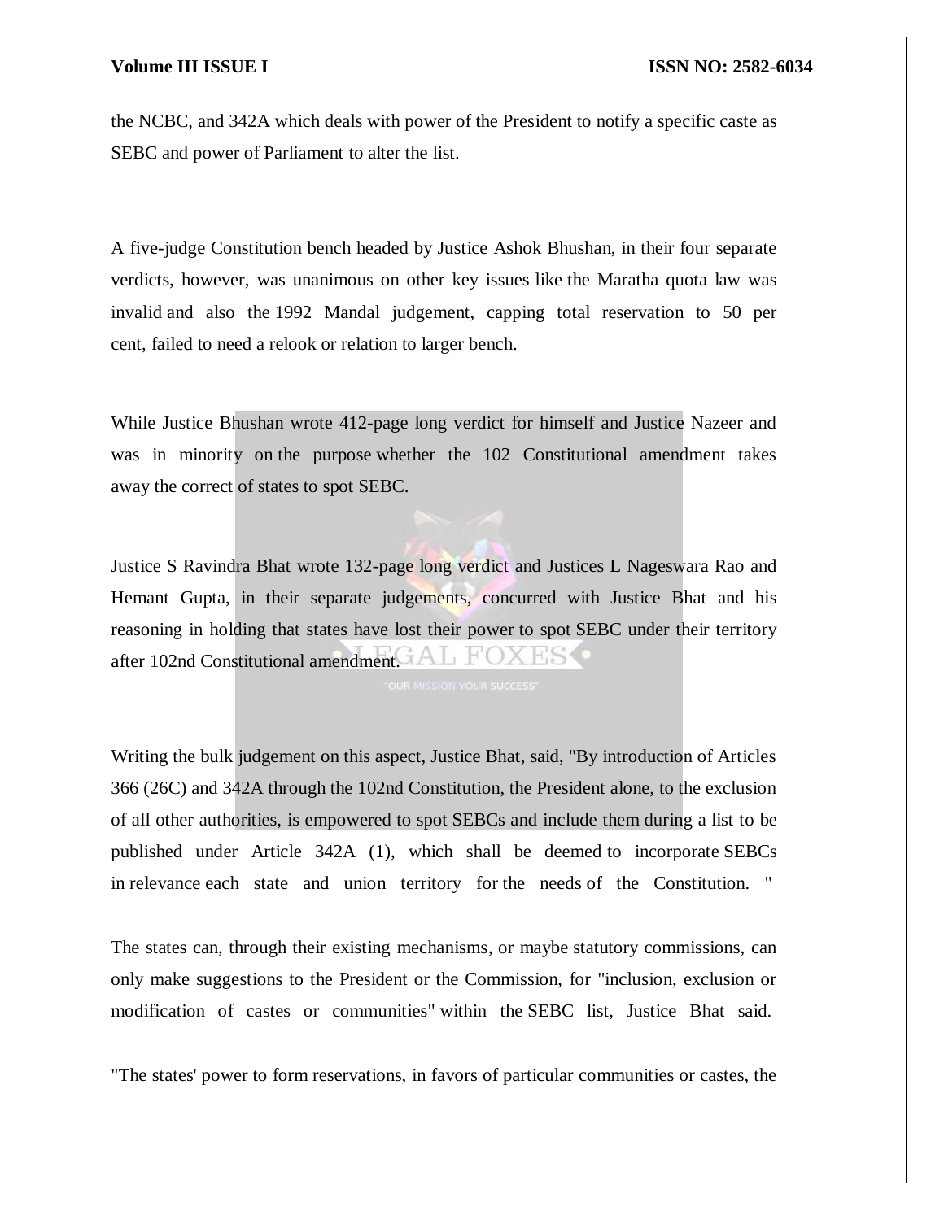the NCBC, and 342A which deals with power of the President to notify a specific caste as SEBC and power of Parliament to alter the list.

A five-judge Constitution bench headed by Justice Ashok Bhushan, in their four separate verdicts, however, was unanimous on other key issues like the Maratha quota law was invalid and also the 1992 Mandal judgement, capping total reservation to 50 per cent, failed to need a relook or relation to larger bench.

While Justice Bhushan wrote 412-page long verdict for himself and Justice Nazeer and was in minority on the purpose whether the 102 Constitutional amendment takes away the correct of states to spot SEBC.

Justice S Ravindra Bhat wrote 132-page long verdict and Justices L Nageswara Rao and Hemant Gupta, in their separate judgements, concurred with Justice Bhat and his reasoning in holding that states have lost their power to spot SEBC under their territory after 102nd Constitutional amendment.

Writing the bulk judgement on this aspect, Justice Bhat, said, "By introduction of Articles 366 (26C) and 342A through the 102nd Constitution, the President alone, to the exclusion of all other authorities, is empowered to spot SEBCs and include them during a list to be published under Article 342A (1), which shall be deemed to incorporate SEBCs in relevance each state and union territory for the needs of the Constitution. "

The states can, through their existing mechanisms, or maybe statutory commissions, can only make suggestions to the President or the Commission, for "inclusion, exclusion or modification of castes or communities" within the SEBC list, Justice Bhat said.

"The states' power to form reservations, in favors of particular communities or castes, the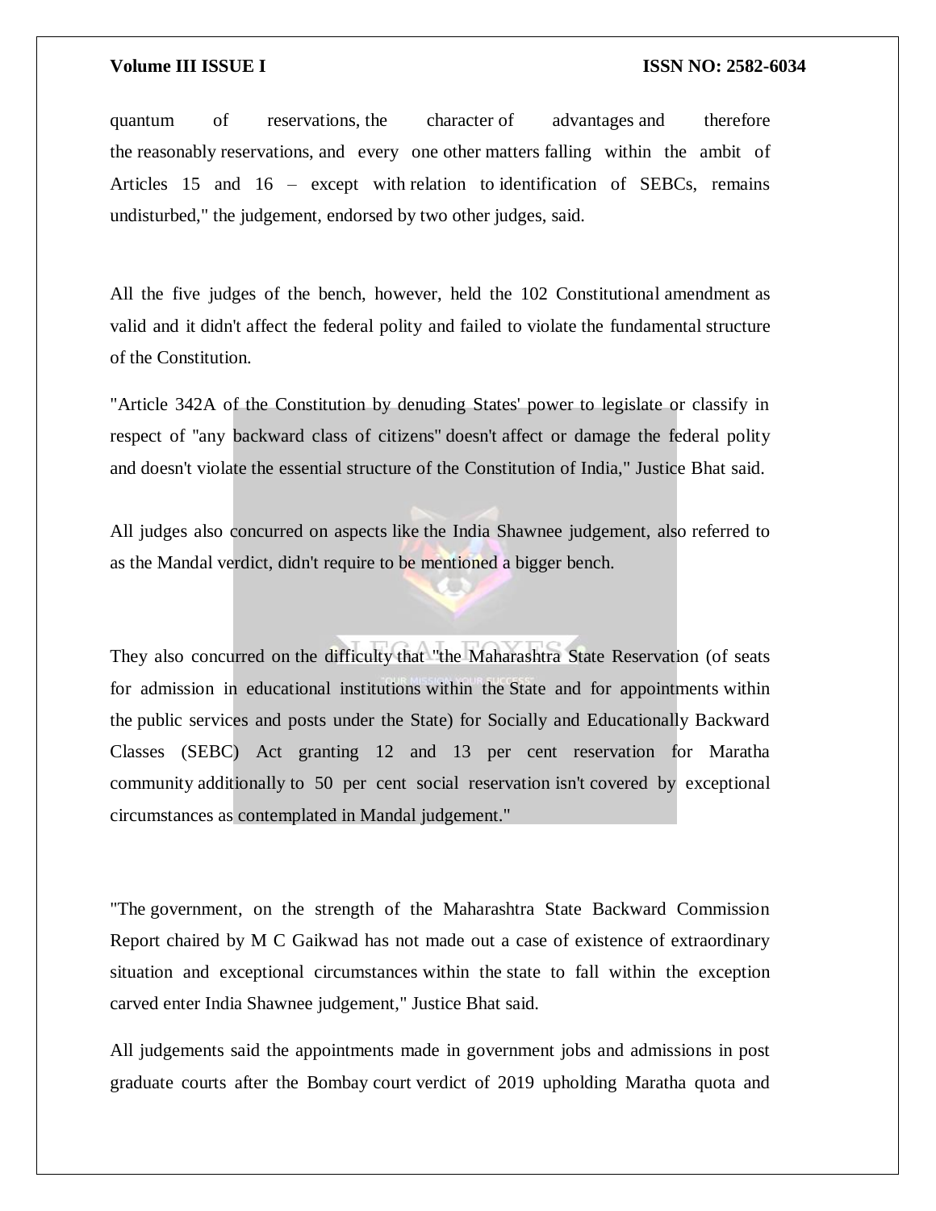quantum of reservations, the character of advantages and therefore the reasonably reservations, and every one other matters falling within the ambit of Articles 15 and 16 – except with relation to identification of SEBCs, remains undisturbed," the judgement, endorsed by two other judges, said.

All the five judges of the bench, however, held the 102 Constitutional amendment as valid and it didn't affect the federal polity and failed to violate the fundamental structure of the Constitution.

"Article 342A of the Constitution by denuding States' power to legislate or classify in respect of "any backward class of citizens" doesn't affect or damage the federal polity and doesn't violate the essential structure of the Constitution of India," Justice Bhat said.

All judges also concurred on aspects like the India Shawnee judgement, also referred to as the Mandal verdict, didn't require to be mentioned a bigger bench.

They also concurred on the difficulty that "the Maharashtra State Reservation (of seats for admission in educational institutions within the State and for appointments within the public services and posts under the State) for Socially and Educationally Backward Classes (SEBC) Act granting 12 and 13 per cent reservation for Maratha community additionally to 50 per cent social reservation isn't covered by exceptional circumstances as contemplated in Mandal judgement."

"The government, on the strength of the Maharashtra State Backward Commission Report chaired by M C Gaikwad has not made out a case of existence of extraordinary situation and exceptional circumstances within the state to fall within the exception carved enter India Shawnee judgement," Justice Bhat said.

All judgements said the appointments made in government jobs and admissions in post graduate courts after the Bombay court verdict of 2019 upholding Maratha quota and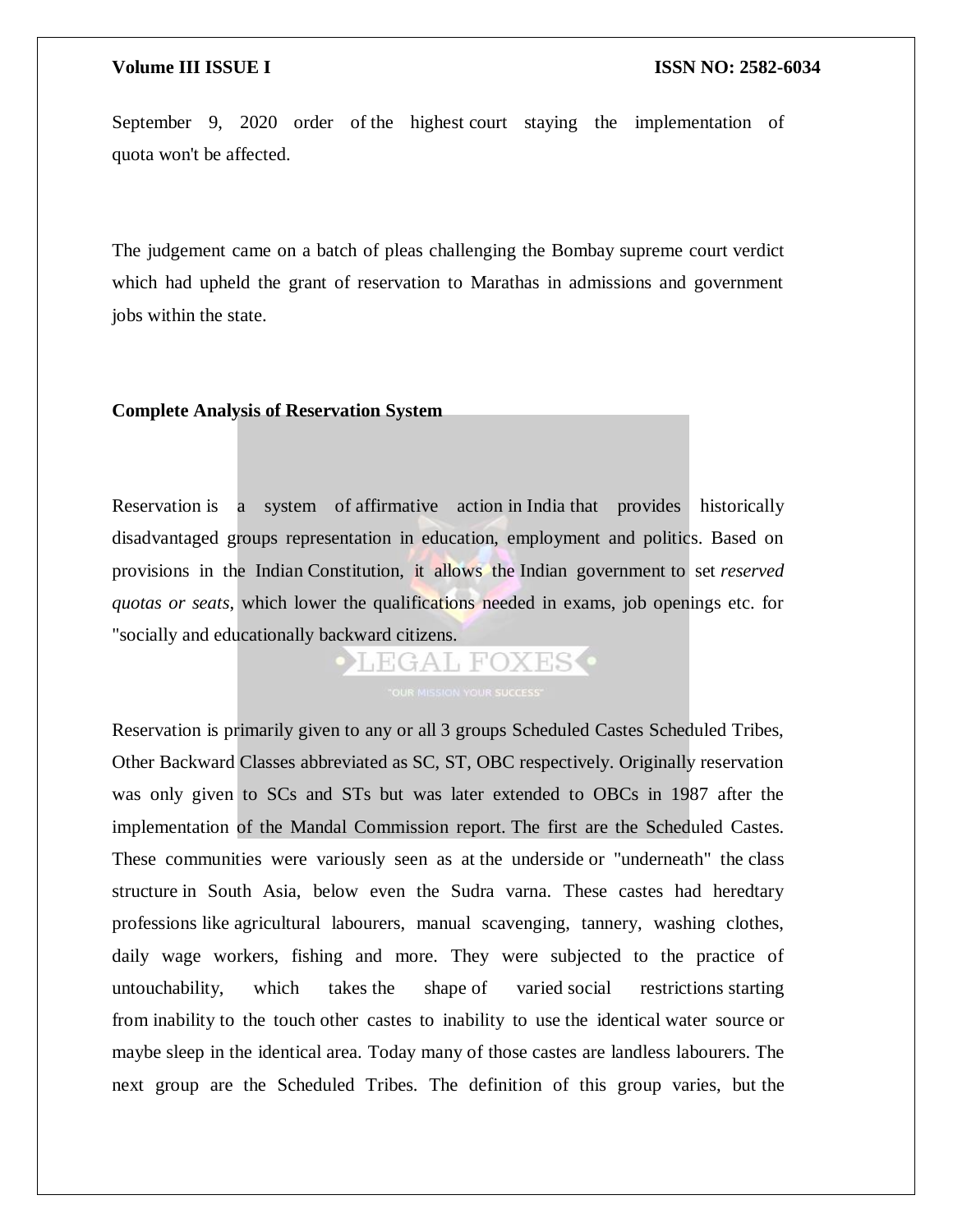September 9, 2020 order of the highest court staying the implementation of quota won't be affected.

The judgement came on a batch of pleas challenging the Bombay supreme court verdict which had upheld the grant of reservation to Marathas in admissions and government jobs within the state.

**Complete Analysis of Reservation System**

Reservation is a system of affirmative action in India that provides historically disadvantaged groups representation in education, employment and politics. Based on provisions in the Indian Constitution, it allows the Indian government to set *reserved quotas or seats*, which lower the qualifications needed in exams, job openings etc. for "socially and educationally backward citizens.

Reservation is primarily given to any or all 3 groups Scheduled Castes Scheduled Tribes, Other Backward Classes abbreviated as SC, ST, OBC respectively. Originally reservation was only given to SCs and STs but was later extended to OBCs in 1987 after the implementation of the Mandal Commission report. The first are the Scheduled Castes. These communities were variously seen as at the underside or "underneath" the class structure in South Asia, below even the Sudra varna. These castes had heredtary professions like agricultural labourers, manual scavenging, tannery, washing clothes, daily wage workers, fishing and more. They were subjected to the practice of untouchability, which takes the shape of varied social restrictions starting from inability to the touch other castes to inability to use the identical water source or maybe sleep in the identical area. Today many of those castes are landless labourers. The next group are the Scheduled Tribes. The definition of this group varies, but the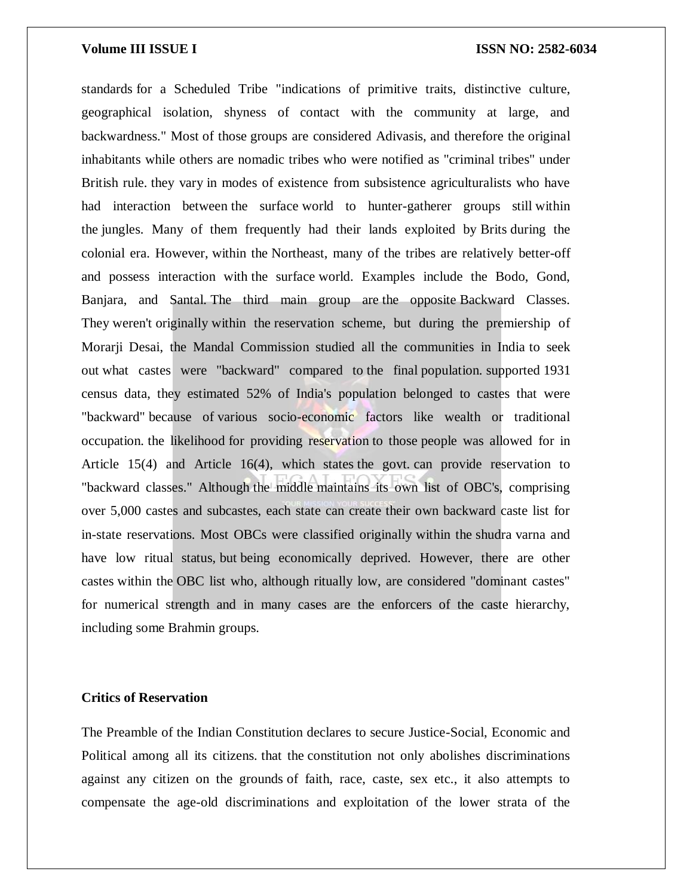standards for a Scheduled Tribe "indications of primitive traits, distinctive culture, geographical isolation, shyness of contact with the community at large, and backwardness." Most of those groups are considered Adivasis, and therefore the original inhabitants while others are nomadic tribes who were notified as "criminal tribes" under British rule. they vary in modes of existence from subsistence agriculturalists who have had interaction between the surface world to hunter-gatherer groups still within the jungles. Many of them frequently had their lands exploited by Brits during the colonial era. However, within the Northeast, many of the tribes are relatively better-off and possess interaction with the surface world. Examples include the Bodo, Gond, Banjara, and Santal. The third main group are the opposite Backward Classes. They weren't originally within the reservation scheme, but during the premiership of Morarji Desai, the Mandal Commission studied all the communities in India to seek out what castes were "backward" compared to the final population. supported 1931 census data, they estimated 52% of India's population belonged to castes that were "backward" because of various socio-economic factors like wealth or traditional occupation. the likelihood for providing reservation to those people was allowed for in Article 15(4) and Article 16(4), which states the govt. can provide reservation to "backward classes." Although the middle maintains its own list of OBC's, comprising over 5,000 castes and subcastes, each state can create their own backward caste list for in-state reservations. Most OBCs were classified originally within the shudra varna and have low ritual status, but being economically deprived. However, there are other castes within the OBC list who, although ritually low, are considered "dominant castes" for numerical strength and in many cases are the enforcers of the caste hierarchy, including some Brahmin groups.

## Critics of Reservation

The Preamble of the Indian Constitution declares to secure Justice-Social, Economic and Political among all its citizens. that the constitution not only abolishes discriminations against any citizen on the grounds of faith, race, caste, sex etc., it also attempts to compensate the age-old discriminations and exploitation of the lower strata of the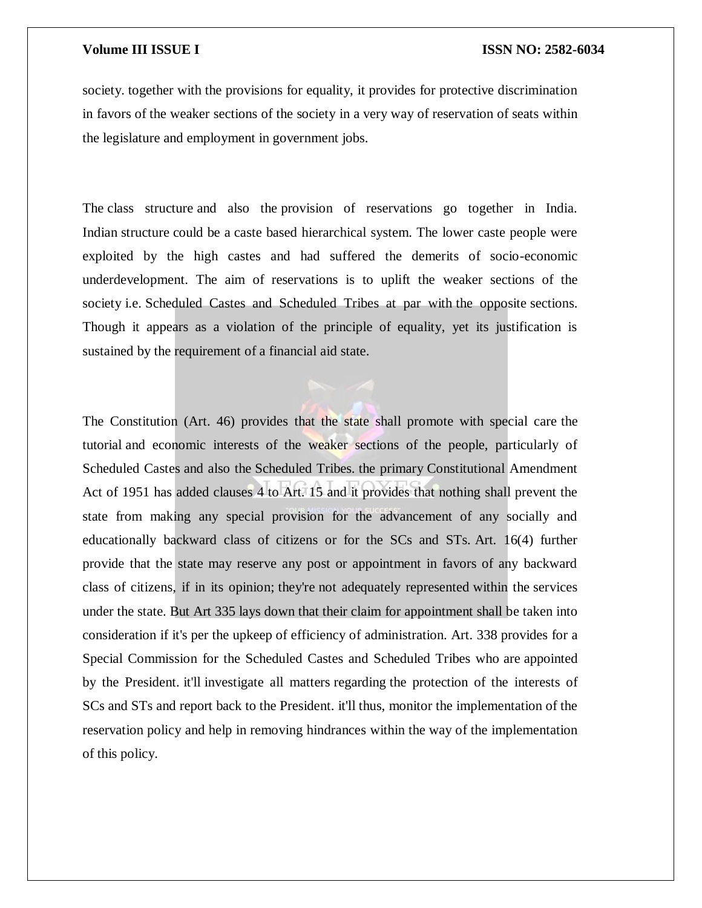society. together with the provisions for equality, it provides for protective discrimination in favors of the weaker sections of the society in a very way of reservation of seats within the legislature and employment in government jobs.

The class structure and also the provision of reservations go together in India. Indian structure could be a caste based hierarchical system. The lower caste people were exploited by the high castes and had suffered the demerits of socio-economic underdevelopment. The aim of reservations is to uplift the weaker sections of the society i.e. Scheduled Castes and Scheduled Tribes at par with the opposite sections. Though it appears as a violation of the principle of equality, yet its justification is sustained by the requirement of a financial aid state.

The Constitution (Art. 46) provides that the state shall promote with special care the tutorial and economic interests of the weaker sections of the people, particularly of Scheduled Castes and also the Scheduled Tribes. the primary Constitutional Amendment Act of 1951 has added clauses 4 to Art. 15 and it provides that nothing shall prevent the state from making any special provision for the advancement of any socially and educationally backward class of citizens or for the SCs and STs. Art. 16(4) further provide that the state may reserve any post or appointment in favors of any backward class of citizens, if in its opinion; they're not adequately represented within the services under the state. But Art 335 lays down that their claim for appointment shall be taken into consideration if it's per the upkeep of efficiency of administration. Art. 338 provides for a Special Commission for the Scheduled Castes and Scheduled Tribes who are appointed by the President. it'll investigate all matters regarding the protection of the interests of SCs and STs and report back to the President. it'll thus, monitor the implementation of the reservation policy and help in removing hindrances within the way of the implementation of this policy.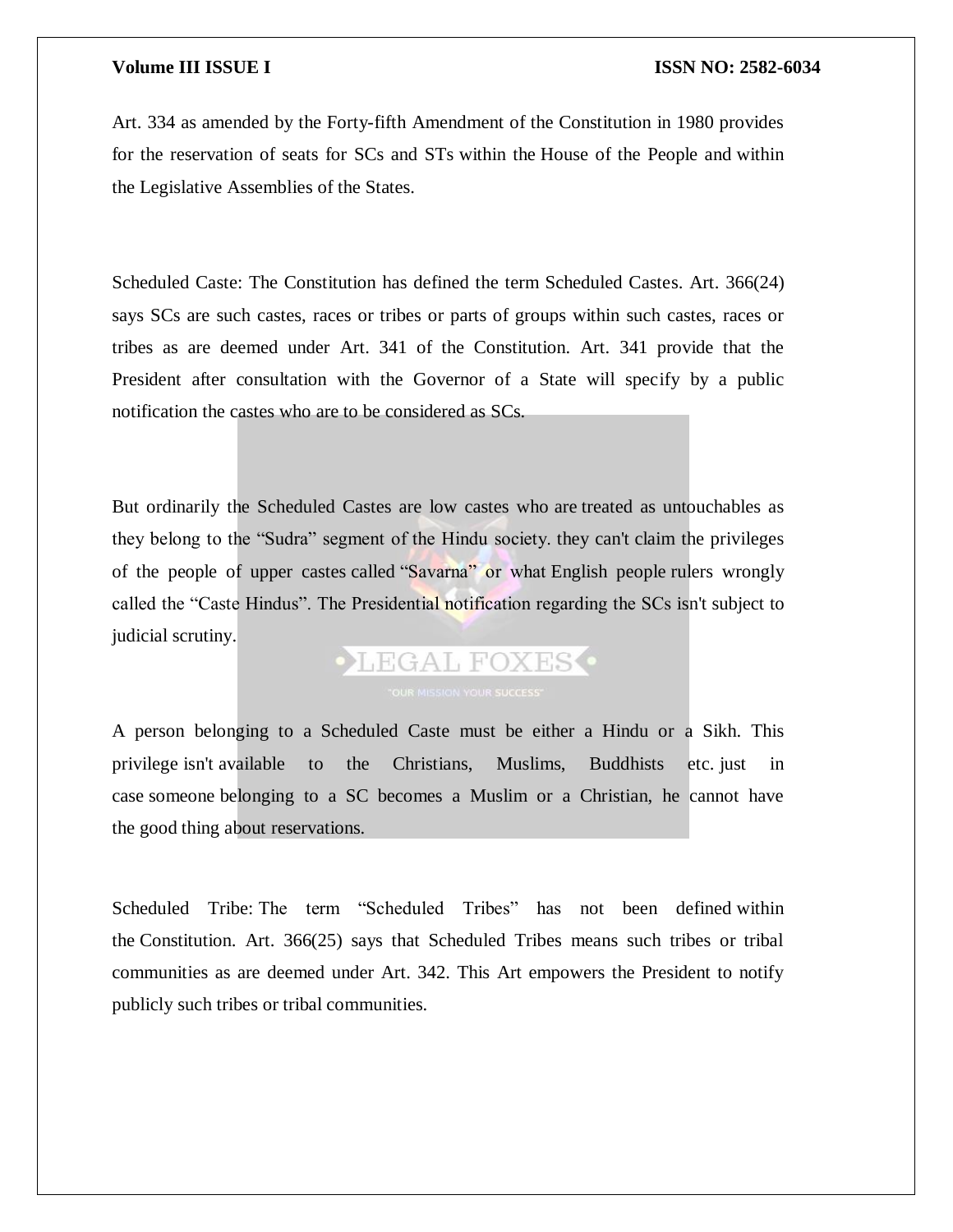Art. 334 as amended by the Forty-fifth Amendment of the Constitution in 1980 provides for the reservation of seats for SCs and STs within the House of the People and within the Legislative Assemblies of the States.

Scheduled Caste: The Constitution has defined the term Scheduled Castes. Art. 366(24) says SCs are such castes, races or tribes or parts of groups within such castes, races or tribes as are deemed under Art. 341 of the Constitution. Art. 341 provide that the President after consultation with the Governor of a State will specify by a public notification the castes who are to be considered as SCs.

But ordinarily the Scheduled Castes are low castes who are treated as untouchables as they belong to the "Sudra" segment of the Hindu society. they can't claim the privileges of the people of upper castes called "Savarna" or what English people rulers wrongly called the "Caste Hindus". The Presidential notification regarding the SCs isn't subject to judicial scrutiny.

A person belonging to a Scheduled Caste must be either a Hindu or a Sikh. This privilege isn't available to the Christians, Muslims, Buddhists etc. just in case someone belonging to a SC becomes a Muslim or a Christian, he cannot have the good thing about reservations.

Scheduled Tribe: The term "Scheduled Tribes" has not been defined within the Constitution. Art. 366(25) says that Scheduled Tribes means such tribes or tribal communities as are deemed under Art. 342. This Art empowers the President to notify publicly such tribes or tribal communities.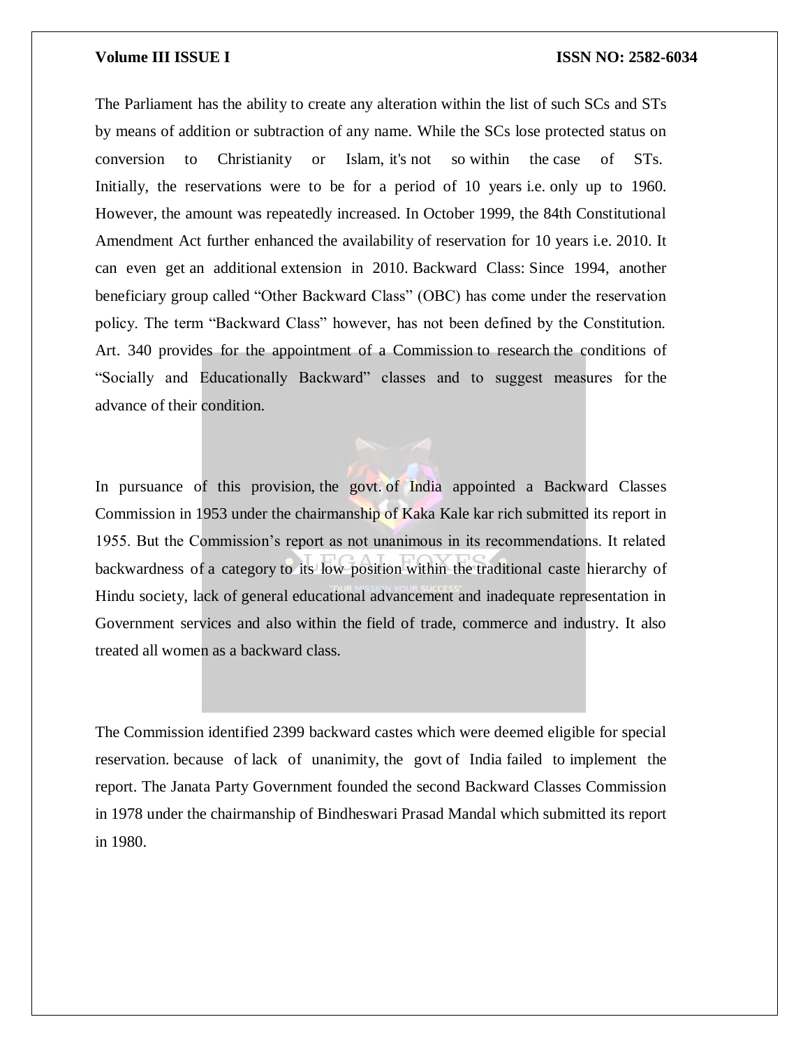The Parliament has the ability to create any alteration within the list of such SCs and STs by means of addition or subtraction of any name. While the SCs lose protected status on conversion to Christianity or Islam, it's not so within the case of STs. Initially, the reservations were to be for a period of 10 years i.e. only up to 1960. However, the amount was repeatedly increased. In October 1999, the 84th Constitutional Amendment Act further enhanced the availability of reservation for 10 years i.e. 2010. It can even get an additional extension in 2010. Backward Class: Since 1994, another beneficiary group called "Other Backward Class" (OBC) has come under the reservation policy. The term "Backward Class" however, has not been defined by the Constitution. Art. 340 provides for the appointment of a Commission to research the conditions of "Socially and Educationally Backward" classes and to suggest measures for the advance of their condition.

In pursuance of this provision, the govt. of India appointed a Backward Classes Commission in 1953 under the chairmanship of Kaka Kale kar rich submitted its report in 1955. But the Commission's report as not unanimous in its recommendations. It related backwardness of a category to its low position within the traditional caste hierarchy of Hindu society, lack of general educational advancement and inadequate representation in Government services and also within the field of trade, commerce and industry. It also treated all women as a backward class.

The Commission identified 2399 backward castes which were deemed eligible for special reservation. because of lack of unanimity, the govt of India failed to implement the report. The Janata Party Government founded the second Backward Classes Commission in 1978 under the chairmanship of Bindheswari Prasad Mandal which submitted its report in 1980.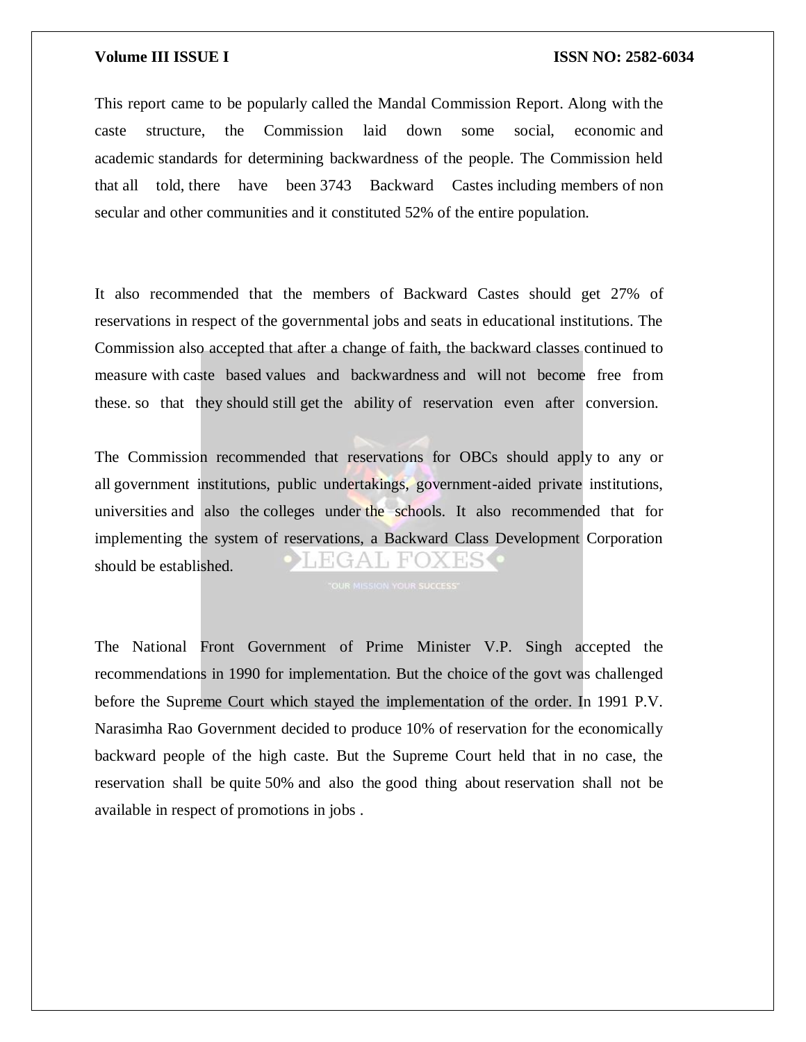This report came to be popularly called the Mandal Commission Report. Along with the caste structure, the Commission laid down some social, economic and academic standards for determining backwardness of the people. The Commission held that all told, there have been 3743 Backward Castes including members of non secular and other communities and it constituted 52% of the entire population.

It also recommended that the members of Backward Castes should get 27% of reservations in respect of the governmental jobs and seats in educational institutions. The Commission also accepted that after a change of faith, the backward classes continued to measure with caste based values and backwardness and will not become free from these. so that they should still get the ability of reservation even after conversion.

The Commission recommended that reservations for OBCs should apply to any or all government institutions, public undertakings, government-aided private institutions, universities and also the colleges under the schools. It also recommended that for implementing the system of reservations, a Backward Class Development Corporation should be established.

The National Front Government of Prime Minister V.P. Singh accepted the recommendations in 1990 for implementation. But the choice of the govt was challenged before the Supreme Court which stayed the implementation of the order. In 1991 P.V. Narasimha Rao Government decided to produce 10% of reservation for the economically backward people of the high caste. But the Supreme Court held that in no case, the reservation shall be quite 50% and also the good thing about reservation shall not be available in respect of promotions in jobs .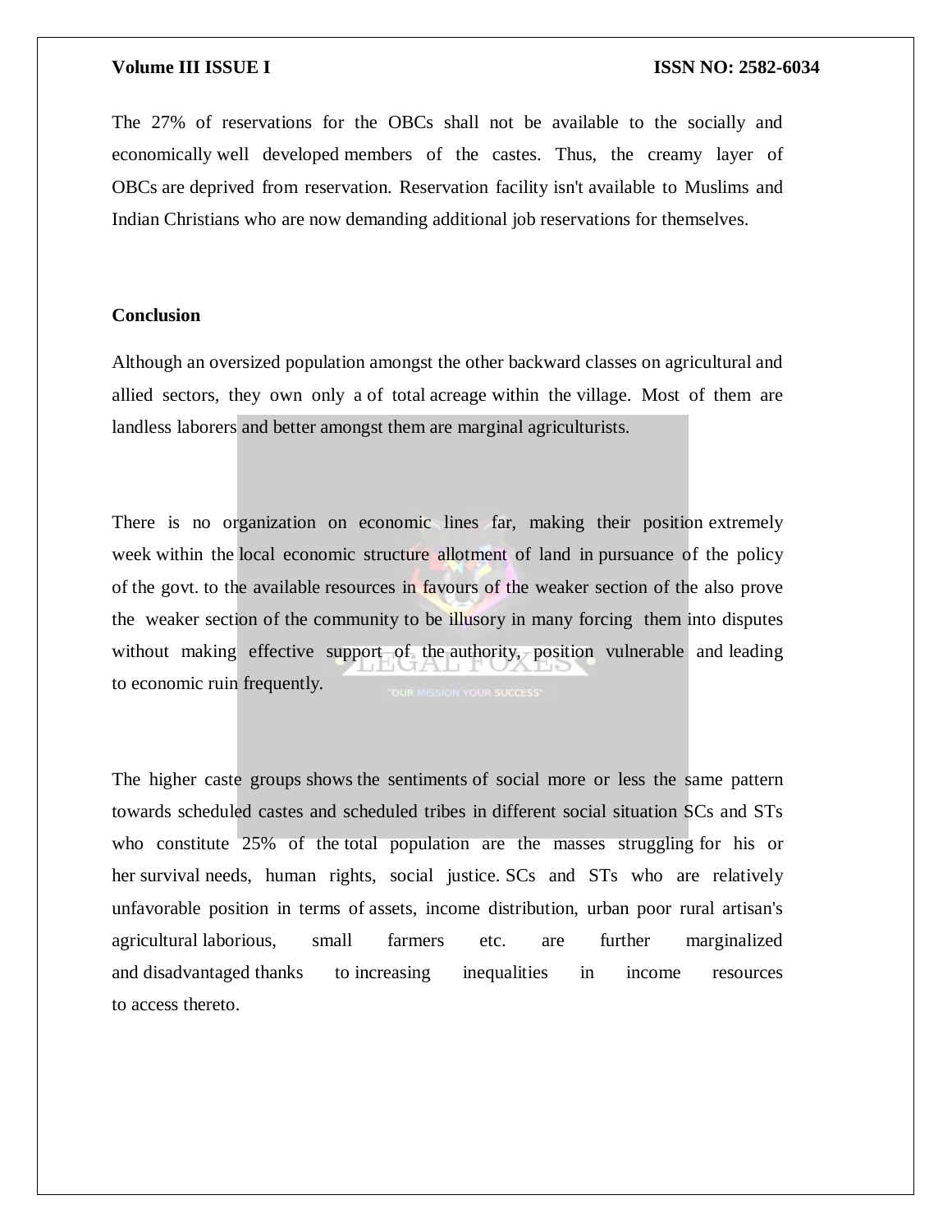The 27% of reservations for the OBCs shall not be available to the socially and economically well developed members of the castes. Thus, the creamy layer of OBCs are deprived from reservation. Reservation facility isn't available to Muslims and Indian Christians who are now demanding additional job reservations for themselves.

## Conclusion

Although an oversized population amongst the other backward classes on agricultural and allied sectors, they own only a of total acreage within the village. Most of them are landless laborers and better amongst them are marginal agriculturists.

There is no organization on economic lines far, making their position extremely week within the local economic structure allotment of land in pursuance of the policy of the govt. to the available resources in favours of the weaker section of the also prove the weaker section of the community to be illusory in many forcing them into disputes without making effective support of the authority, position vulnerable and leading to economic ruin frequently.

The higher caste groups shows the sentiments of social more or less the same pattern towards scheduled castes and scheduled tribes in different social situation SCs and STs who constitute 25% of the total population are the masses struggling for his or her survival needs, human rights, social justice. SCs and STs who are relatively unfavorable position in terms of assets, income distribution, urban poor rural artisan's agricultural laborious, small farmers etc. are further marginalized and disadvantaged thanks to increasing inequalities in income resources to access thereto.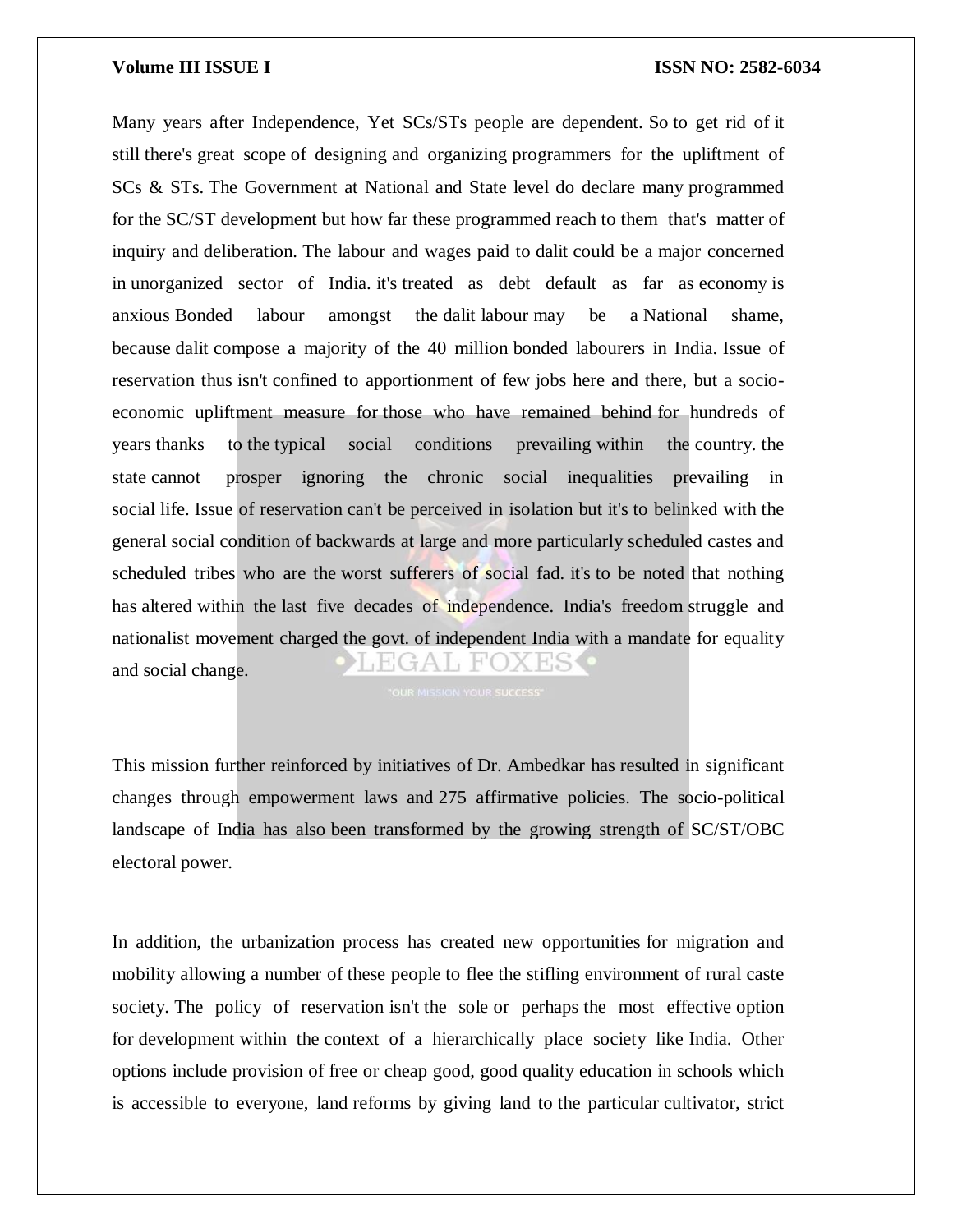Many years after Independence, Yet SCs/STs people are dependent. So to get rid of it still there's great scope of designing and organizing programmers for the upliftment of SCs & STs. The Government at National and State level do declare many programmed for the SC/ST development but how far these programmed reach to them that's matter of inquiry and deliberation. The labour and wages paid to dalit could be a major concerned in unorganized sector of India. it's treated as debt default as far as economy is anxious Bonded labour amongst the dalit labour may be a National shame, because dalit compose a majority of the 40 million bonded labourers in India. Issue of reservation thus isn't confined to apportionment of few jobs here and there, but a socio-economic upliftment measure for those who have remained behind for hundreds of years thanks to the typical social conditions prevailing within the country. the state cannot prosper ignoring the chronic social inequalities prevailing in social life. Issue of reservation can't be perceived in isolation but it's to belinked with the general social condition of backwards at large and more particularly scheduled castes and scheduled tribes who are the worst sufferers of social fad. it's to be noted that nothing has altered within the last five decades of independence. India's freedom struggle and nationalist movement charged the govt. of independent India with a mandate for equality and social change.

This mission further reinforced by initiatives of Dr. Ambedkar has resulted in significant changes through empowerment laws and 275 affirmative policies. The socio-political landscape of India has also been transformed by the growing strength of SC/ST/OBC electoral power.

In addition, the urbanization process has created new opportunities for migration and mobility allowing a number of these people to flee the stifling environment of rural caste society. The policy of reservation isn't the sole or perhaps the most effective option for development within the context of a hierarchically place society like India. Other options include provision of free or cheap good, good quality education in schools which is accessible to everyone, land reforms by giving land to the particular cultivator, strict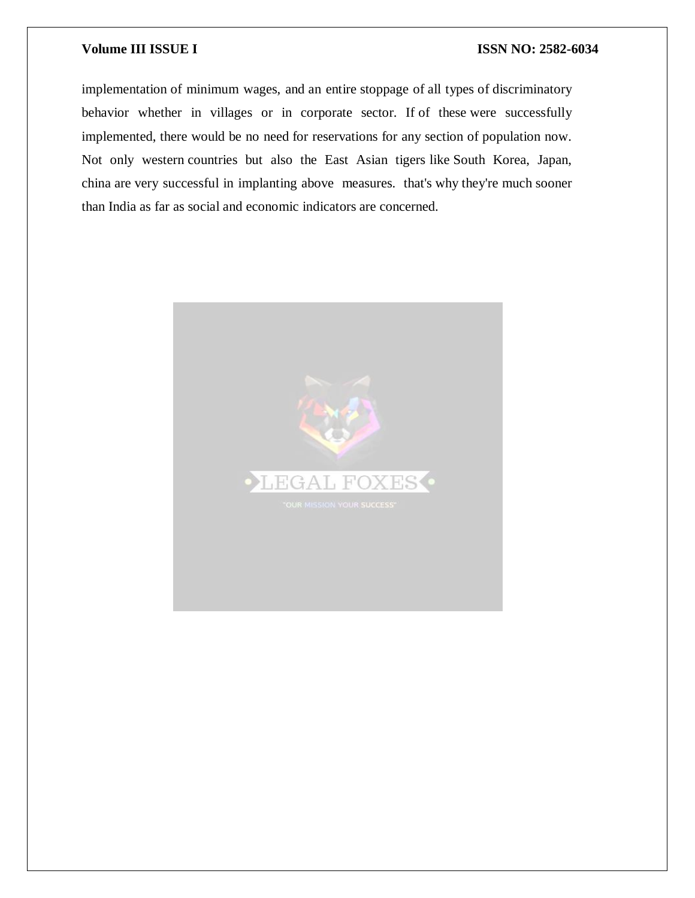implementation of minimum wages, and an entire stoppage of all types of discriminatory behavior whether in villages or in corporate sector. If of these were successfully implemented, there would be no need for reservations for any section of population now. Not only western countries but also the East Asian tigers like South Korea, Japan, china are very successful in implanting above measures. that's why they're much sooner than India as far as social and economic indicators are concerned.